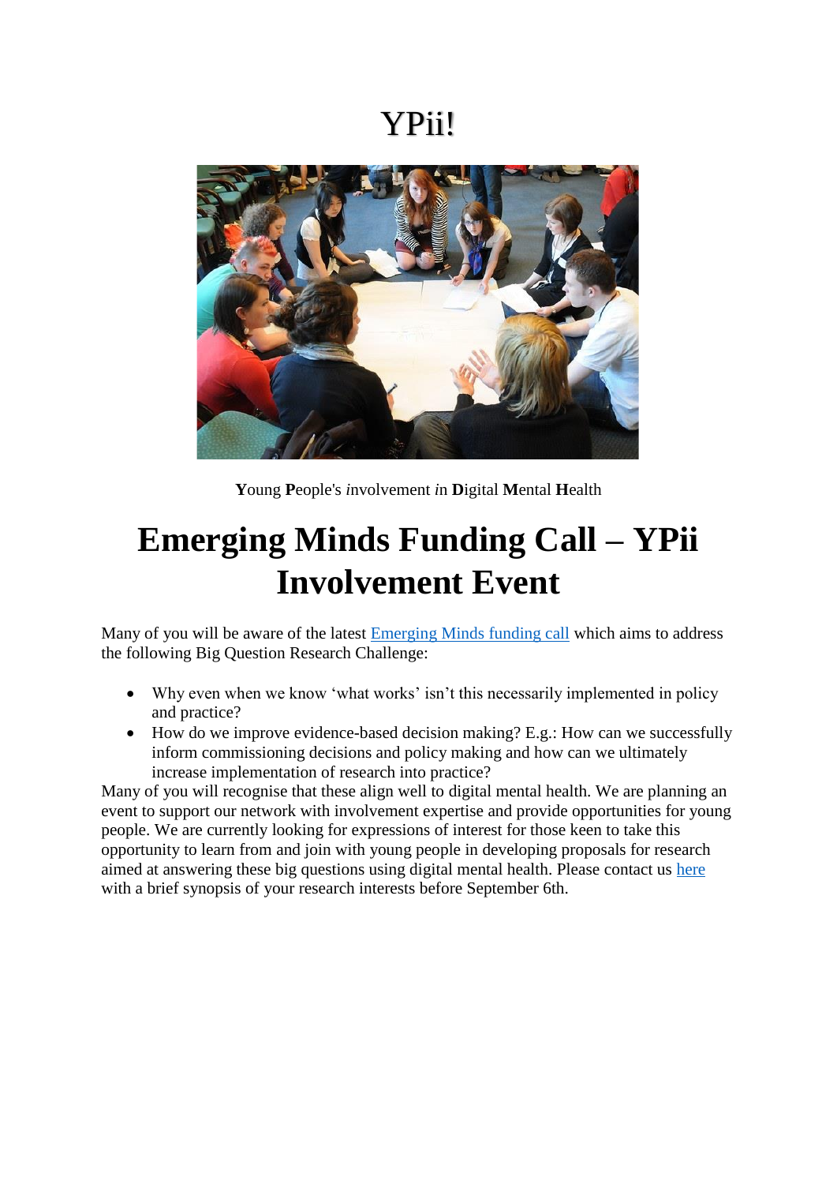# YPii!

**Y**oung **P**eople's *i*nvolvement *in* **D**igital **M**ental **H**ealth

# Emerging Minds Funding Call – YPii Involvement Event

Many of you will be aware of the latest [Emerging Minds funding call] which aims to address the following Big Question Research Challenge:

- Why even when we know 'what works' isn't this necessarily implemented in policy and practice?
- How do we improve evidence-based decision making? E.g.: How can we successfully inform commissioning decisions and policy making and how can we ultimately increase implementation of research into practice?

Many of you will recognise that these align well to digital mental health. We are planning an event to support our network with involvement expertise and provide opportunities for young people. We are currently looking for expressions of interest for those keen to take this opportunity to learn from and join with young people in developing proposals for research aimed at answering these big questions using digital mental health. Please contact us [here] with a brief synopsis of your research interests before September 6th.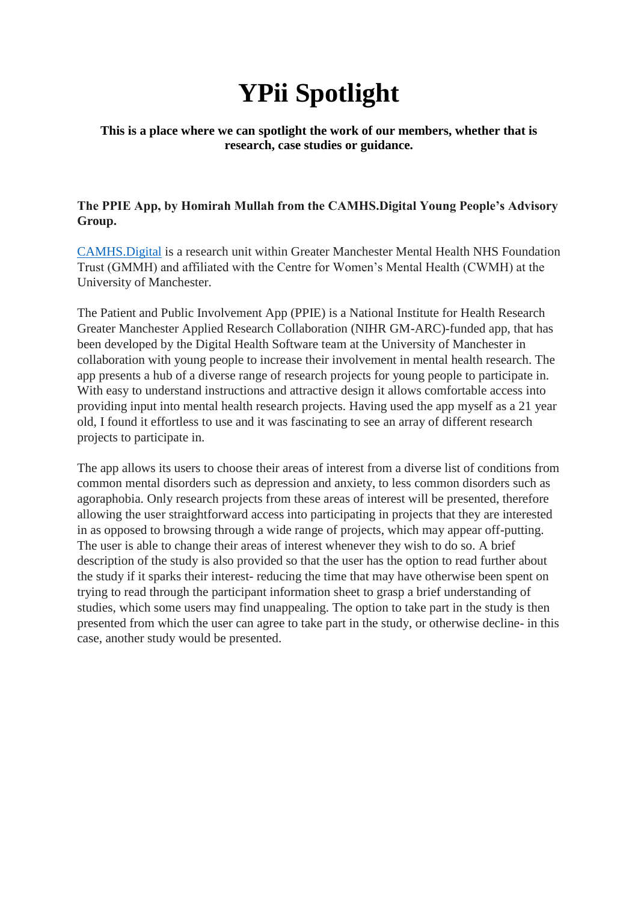# YPii Spotlight

**This is a place where we can spotlight the work of our members, whether that is research, case studies or guidance.**

**The PPIE App, by Homirah Mullah from the CAMHS.Digital Young People's Advisory Group.**

CAMHS.Digital is a research unit within Greater Manchester Mental Health NHS Foundation Trust (GMMH) and affiliated with the Centre for Women's Mental Health (CWMH) at the University of Manchester.

The Patient and Public Involvement App (PPIE) is a National Institute for Health Research Greater Manchester Applied Research Collaboration (NIHR GM-ARC)-funded app, that has been developed by the Digital Health Software team at the University of Manchester in collaboration with young people to increase their involvement in mental health research. The app presents a hub of a diverse range of research projects for young people to participate in. With easy to understand instructions and attractive design it allows comfortable access into providing input into mental health research projects. Having used the app myself as a 21 year old, I found it effortless to use and it was fascinating to see an array of different research projects to participate in.

The app allows its users to choose their areas of interest from a diverse list of conditions from common mental disorders such as depression and anxiety, to less common disorders such as agoraphobia. Only research projects from these areas of interest will be presented, therefore allowing the user straightforward access into participating in projects that they are interested in as opposed to browsing through a wide range of projects, which may appear off-putting. The user is able to change their areas of interest whenever they wish to do so. A brief description of the study is also provided so that the user has the option to read further about the study if it sparks their interest- reducing the time that may have otherwise been spent on trying to read through the participant information sheet to grasp a brief understanding of studies, which some users may find unappealing. The option to take part in the study is then presented from which the user can agree to take part in the study, or otherwise decline- in this case, another study would be presented.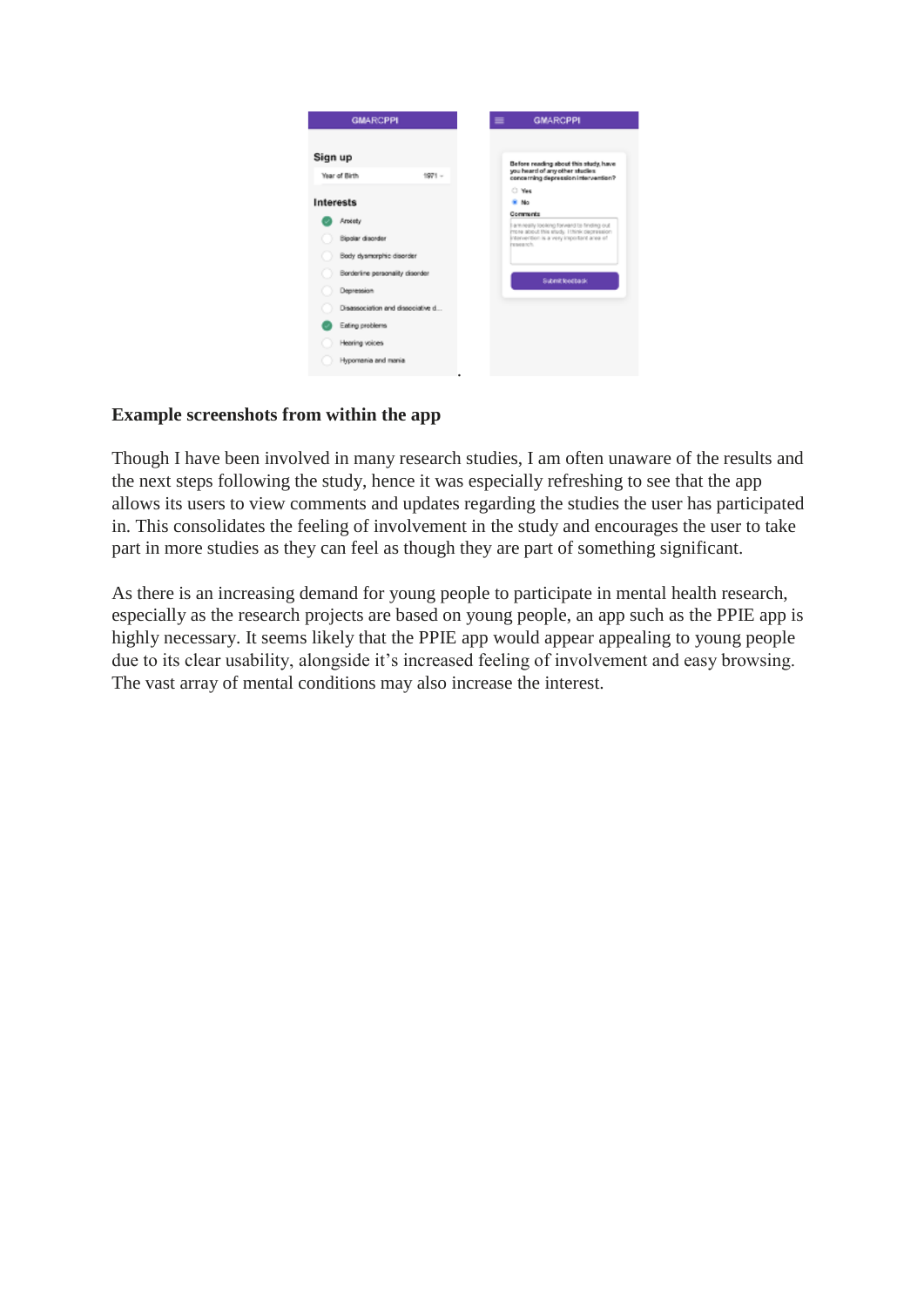**Example screenshots from within the app**

Though I have been involved in many research studies, I am often unaware of the results and the next steps following the study, hence it was especially refreshing to see that the app allows its users to view comments and updates regarding the studies the user has participated in. This consolidates the feeling of involvement in the study and encourages the user to take part in more studies as they can feel as though they are part of something significant.

As there is an increasing demand for young people to participate in mental health research, especially as the research projects are based on young people, an app such as the PPIE app is highly necessary. It seems likely that the PPIE app would appear appealing to young people due to its clear usability, alongside it's increased feeling of involvement and easy browsing. The vast array of mental conditions may also increase the interest.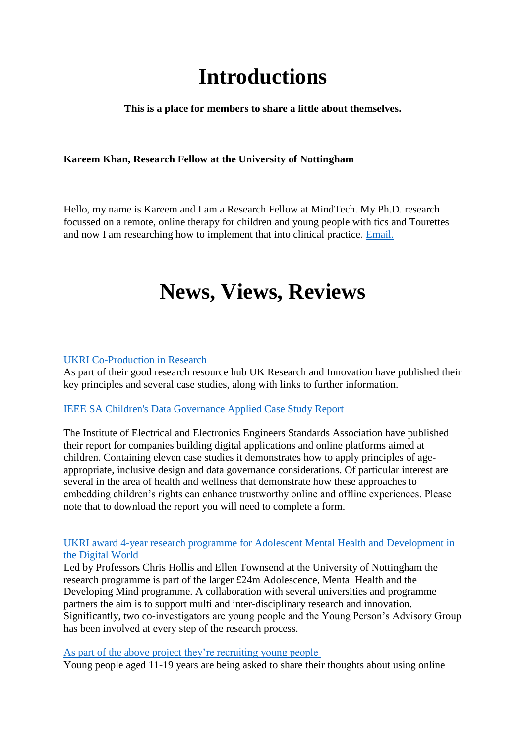# Introductions

**This is a place for members to share a little about themselves.**

**Kareem Khan, Research Fellow at the University of Nottingham**

Hello, my name is Kareem and I am a Research Fellow at MindTech. My Ph.D. research focussed on a remote, online therapy for children and young people with tics and Tourettes and now I am researching how to implement that into clinical practice. Email.

# News, Views, Reviews

UKRI Co-Production in Research
As part of their good research resource hub UK Research and Innovation have published their key principles and several case studies, along with links to further information.

IEEE SA Children's Data Governance Applied Case Study Report

The Institute of Electrical and Electronics Engineers Standards Association have published their report for companies building digital applications and online platforms aimed at children. Containing eleven case studies it demonstrates how to apply principles of age-appropriate, inclusive design and data governance considerations. Of particular interest are several in the area of health and wellness that demonstrate how these approaches to embedding children's rights can enhance trustworthy online and offline experiences. Please note that to download the report you will need to complete a form.

UKRI award 4-year research programme for Adolescent Mental Health and Development in the Digital World
Led by Professors Chris Hollis and Ellen Townsend at the University of Nottingham the research programme is part of the larger £24m Adolescence, Mental Health and the Developing Mind programme. A collaboration with several universities and programme partners the aim is to support multi and inter-disciplinary research and innovation. Significantly, two co-investigators are young people and the Young Person's Advisory Group has been involved at every step of the research process.

As part of the above project they're recruiting young people
Young people aged 11-19 years are being asked to share their thoughts about using online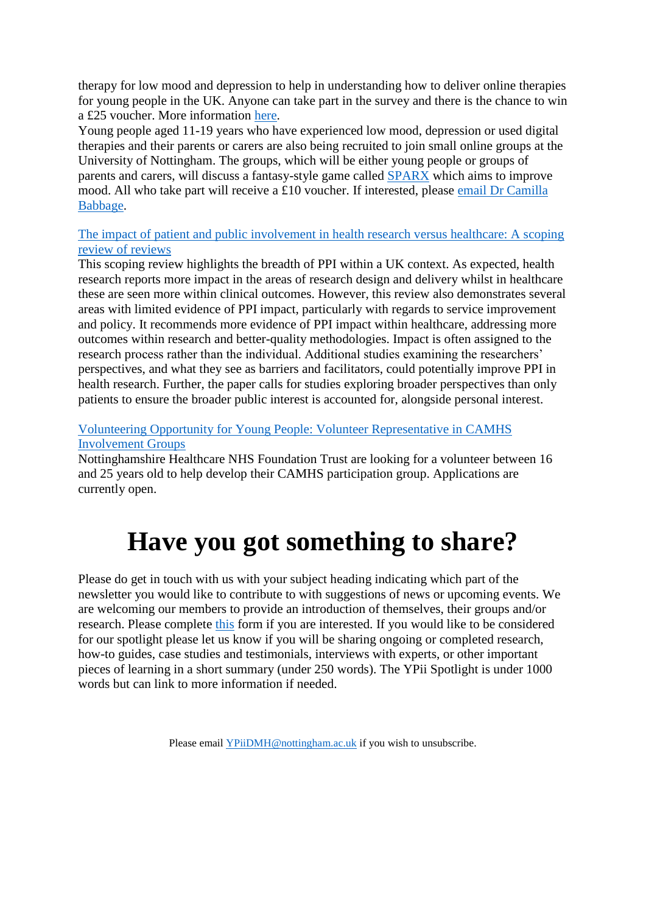therapy for low mood and depression to help in understanding how to deliver online therapies for young people in the UK. Anyone can take part in the survey and there is the chance to win a £25 voucher. More information here.

Young people aged 11-19 years who have experienced low mood, depression or used digital therapies and their parents or carers are also being recruited to join small online groups at the University of Nottingham. The groups, which will be either young people or groups of parents and carers, will discuss a fantasy-style game called SPARX which aims to improve mood. All who take part will receive a £10 voucher. If interested, please email Dr Camilla Babbage.

The impact of patient and public involvement in health research versus healthcare: A scoping review of reviews

This scoping review highlights the breadth of PPI within a UK context. As expected, health research reports more impact in the areas of research design and delivery whilst in healthcare these are seen more within clinical outcomes. However, this review also demonstrates several areas with limited evidence of PPI impact, particularly with regards to service improvement and policy. It recommends more evidence of PPI impact within healthcare, addressing more outcomes within research and better-quality methodologies. Impact is often assigned to the research process rather than the individual. Additional studies examining the researchers' perspectives, and what they see as barriers and facilitators, could potentially improve PPI in health research. Further, the paper calls for studies exploring broader perspectives than only patients to ensure the broader public interest is accounted for, alongside personal interest.

Volunteering Opportunity for Young People: Volunteer Representative in CAMHS Involvement Groups

Nottinghamshire Healthcare NHS Foundation Trust are looking for a volunteer between 16 and 25 years old to help develop their CAMHS participation group. Applications are currently open.

# Have you got something to share?

Please do get in touch with us with your subject heading indicating which part of the newsletter you would like to contribute to with suggestions of news or upcoming events. We are welcoming our members to provide an introduction of themselves, their groups and/or research. Please complete this form if you are interested. If you would like to be considered for our spotlight please let us know if you will be sharing ongoing or completed research, how-to guides, case studies and testimonials, interviews with experts, or other important pieces of learning in a short summary (under 250 words). The YPii Spotlight is under 1000 words but can link to more information if needed.

Please email YPiiDMH@nottingham.ac.uk if you wish to unsubscribe.